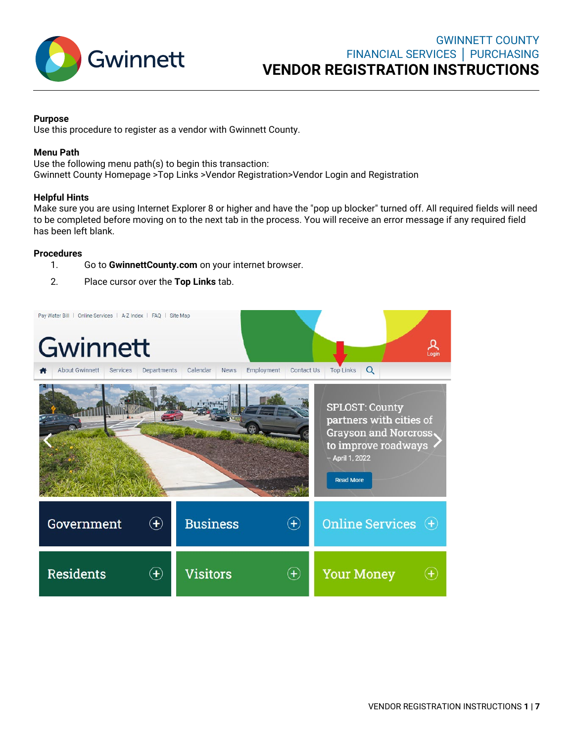GWINNETT COUNTY
FINANCIAL SERVICES | PURCHASING

# VENDOR REGISTRATION INSTRUCTIONS

**Purpose**
Use this procedure to register as a vendor with Gwinnett County.

**Menu Path**
Use the following menu path(s) to begin this transaction:
Gwinnett County Homepage >Top Links >Vendor Registration>Vendor Login and Registration

**Helpful Hints**
Make sure you are using Internet Explorer 8 or higher and have the "pop up blocker" turned off. All required fields will need to be completed before moving on to the next tab in the process. You will receive an error message if any required field has been left blank.

**Procedures**

1. Go to **GwinnettCounty.com** on your internet browser.
2. Place cursor over the **Top Links** tab.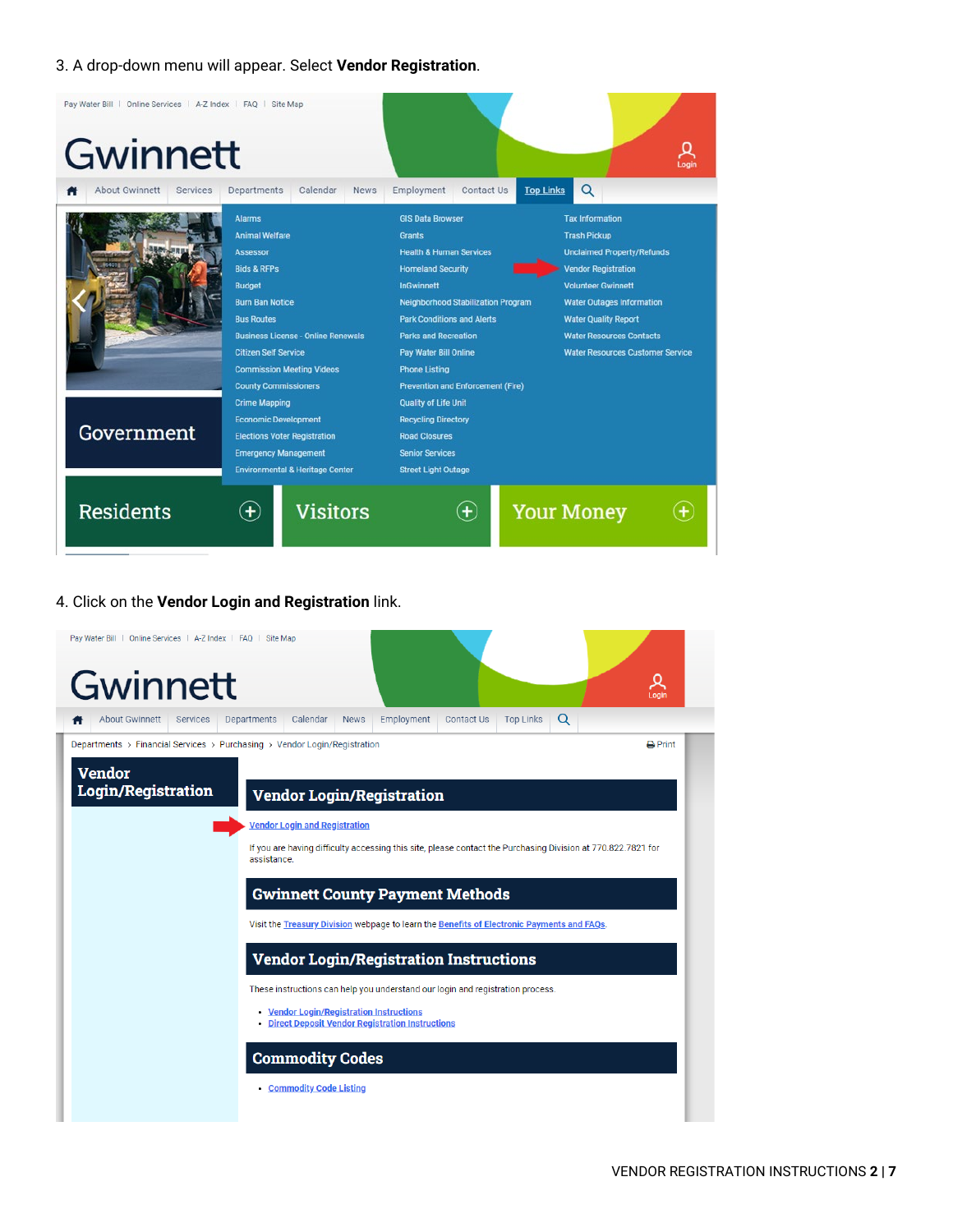3. A drop-down menu will appear. Select **Vendor Registration**.

4. Click on the **Vendor Login and Registration** link.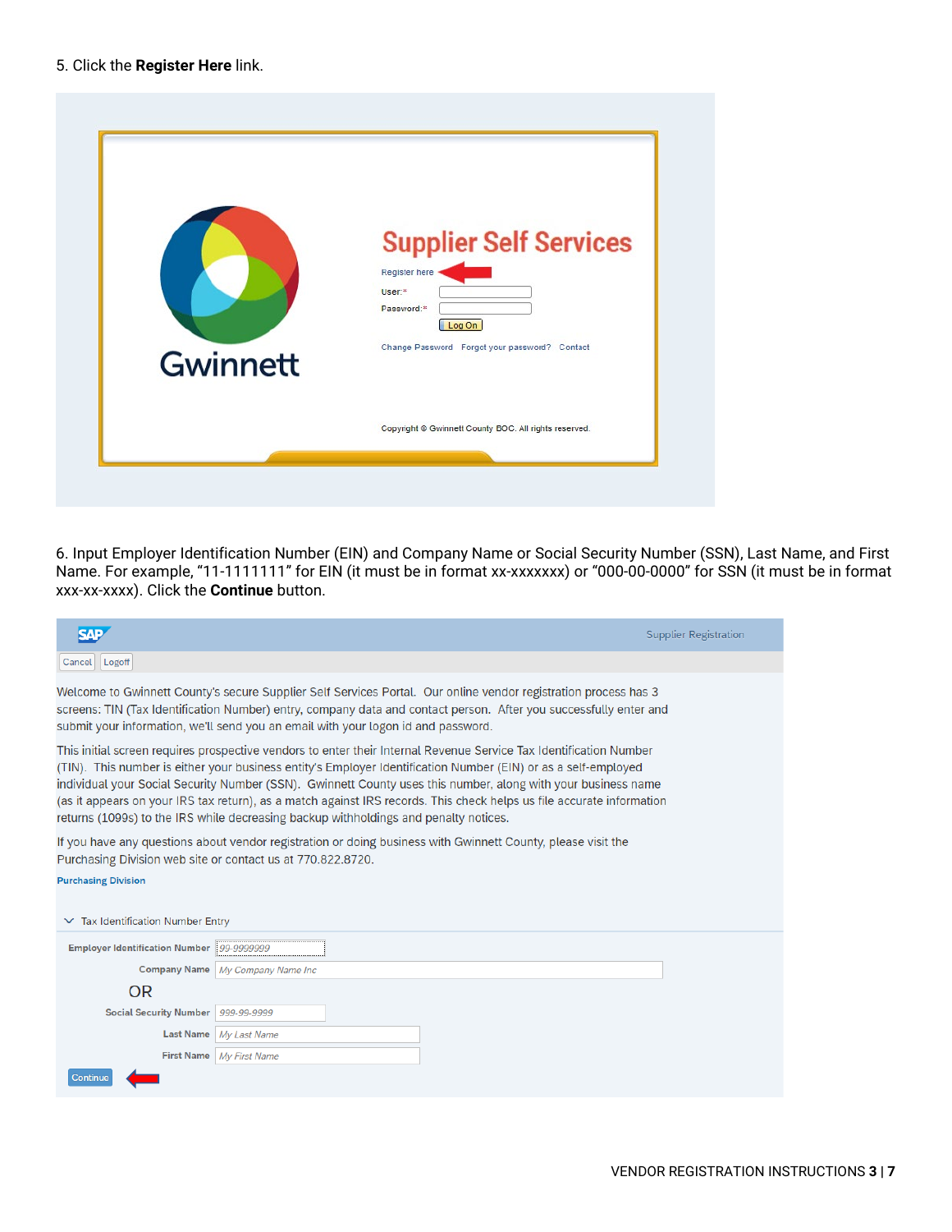5. Click the **Register Here** link.

Supplier Self Services

Register here

User:*

Password:*

Log On

Change Password   Forgot your password?   Contact

Copyright © Gwinnett County BOC. All rights reserved.

6. Input Employer Identification Number (EIN) and Company Name or Social Security Number (SSN), Last Name, and First Name. For example, "11-1111111" for EIN (it must be in format xx-xxxxxxx) or "000-00-0000" for SSN (it must be in format xxx-xx-xxxx). Click the **Continue** button.

Supplier Registration

Cancel   Logoff

Welcome to Gwinnett County's secure Supplier Self Services Portal. Our online vendor registration process has 3 screens: TIN (Tax Identification Number) entry, company data and contact person. After you successfully enter and submit your information, we'll send you an email with your logon id and password.

This initial screen requires prospective vendors to enter their Internal Revenue Service Tax Identification Number (TIN). This number is either your business entity's Employer Identification Number (EIN) or as a self-employed individual your Social Security Number (SSN). Gwinnett County uses this number, along with your business name (as it appears on your IRS tax return), as a match against IRS records. This check helps us file accurate information returns (1099s) to the IRS while decreasing backup withholdings and penalty notices.

If you have any questions about vendor registration or doing business with Gwinnett County, please visit the Purchasing Division web site or contact us at 770.822.8720.

Purchasing Division

Tax Identification Number Entry

Employer Identification Number: 99-9999999

Company Name: My Company Name Inc

OR

Social Security Number: 999-99-9999

Last Name: My Last Name

First Name: My First Name

Continue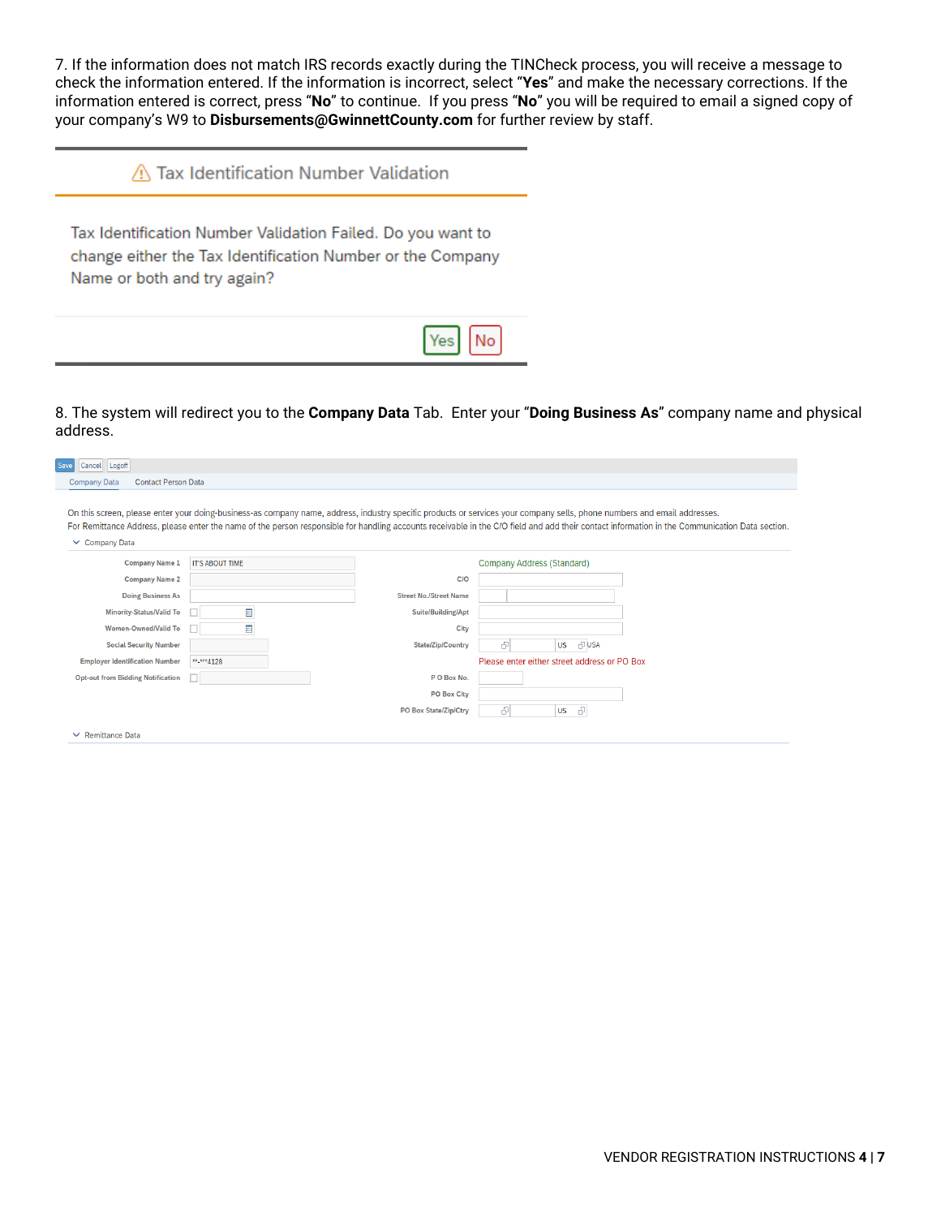7. If the information does not match IRS records exactly during the TINCheck process, you will receive a message to check the information entered. If the information is incorrect, select "**Yes**" and make the necessary corrections. If the information entered is correct, press "**No**" to continue. If you press "**No**" you will be required to email a signed copy of your company's W9 to **Disbursements@GwinnettCounty.com** for further review by staff.

Tax Identification Number Validation

Tax Identification Number Validation Failed. Do you want to change either the Tax Identification Number or the Company Name or both and try again?

Yes No

8. The system will redirect you to the **Company Data** Tab. Enter your "**Doing Business As**" company name and physical address.

Save Cancel Logoff

Company Data Contact Person Data

On this screen, please enter your doing-business-as company name, address, industry specific products or services your company sells, phone numbers and email addresses.
For Remittance Address, please enter the name of the person responsible for handling accounts receivable in the C/O field and add their contact information in the Communication Data section.

Company Data

| Field | Value |
| --- | --- |
| Company Name 1 | IT'S ABOUT TIME |
| Company Name 2 | |
| Doing Business As | |
| Minority-Status/Valid To | |
| Women-Owned/Valid To | |
| Social Security Number | |
| Employer Identification Number | \*\*-\*\*\*4128 |
| Opt-out from Bidding Notification | |

Company Address (Standard)

| Field | Value |
| --- | --- |
| C/O | |
| Street No./Street Name | |
| Suite/Building/Apt | |
| City | |
| State/Zip/Country | US USA |

Please enter either street address or PO Box

| Field | Value |
| --- | --- |
| P O Box No. | |
| PO Box City | |
| PO Box State/Zip/Ctry | US |

Remittance Data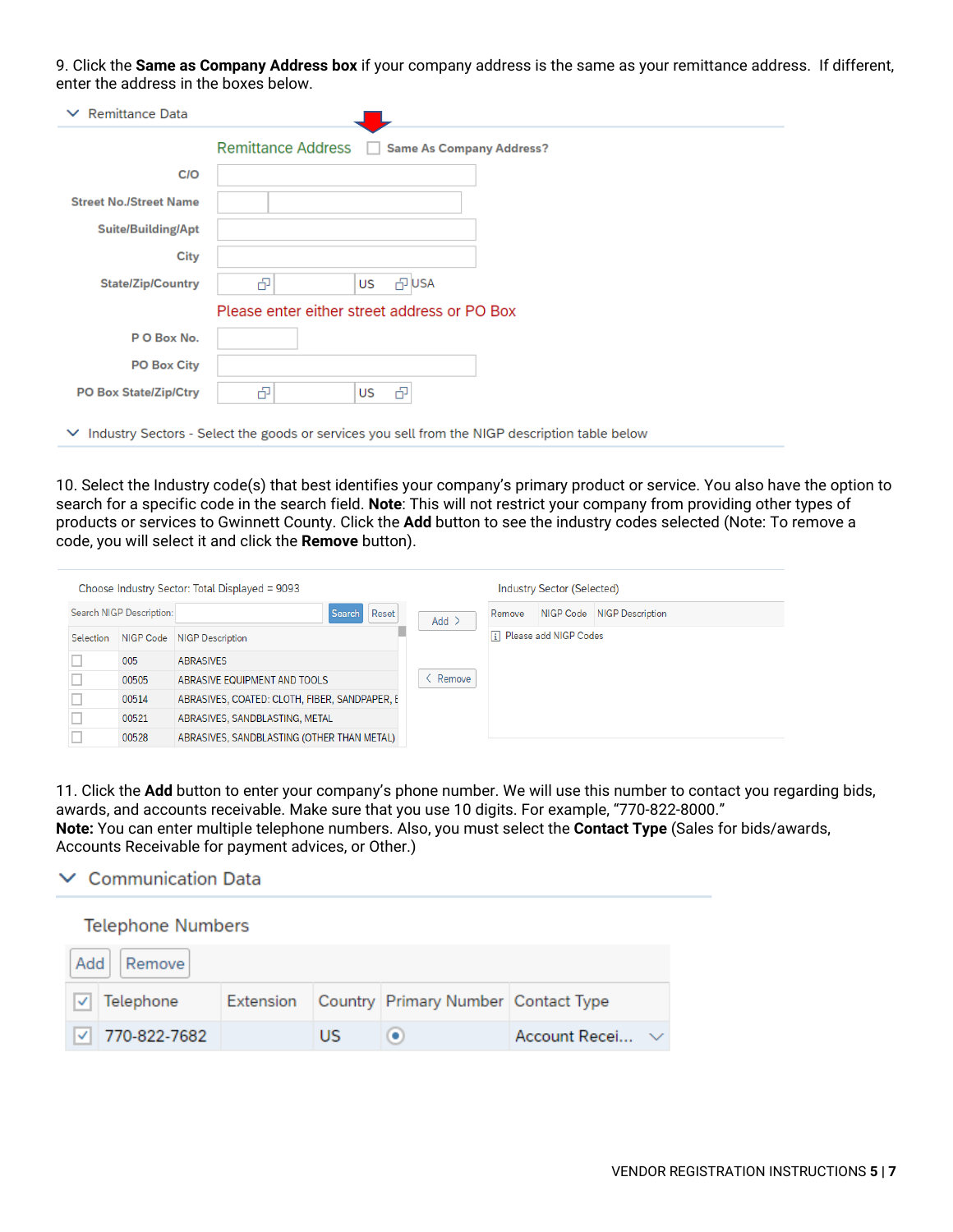9. Click the **Same as Company Address box** if your company address is the same as your remittance address. If different, enter the address in the boxes below.

Remittance Data

Remittance Address  Same As Company Address?

C/O

Street No./Street Name

Suite/Building/Apt

City

State/Zip/Country  US  USA

Please enter either street address or PO Box

P O Box No.

PO Box City

PO Box State/Zip/Ctry  US

Industry Sectors - Select the goods or services you sell from the NIGP description table below

10. Select the Industry code(s) that best identifies your company's primary product or service. You also have the option to search for a specific code in the search field. **Note**: This will not restrict your company from providing other types of products or services to Gwinnett County. Click the **Add** button to see the industry codes selected (Note: To remove a code, you will select it and click the **Remove** button).

Choose Industry Sector: Total Displayed = 9093

Search NIGP Description:  Search  Reset

| Selection | NIGP Code | NIGP Description |
|---|---|---|
| ☐ | 005 | ABRASIVES |
| ☐ | 00505 | ABRASIVE EQUIPMENT AND TOOLS |
| ☐ | 00514 | ABRASIVES, COATED: CLOTH, FIBER, SANDPAPER, E |
| ☐ | 00521 | ABRASIVES, SANDBLASTING, METAL |
| ☐ | 00528 | ABRASIVES, SANDBLASTING (OTHER THAN METAL) |

Add >

< Remove

Industry Sector (Selected)

| Remove | NIGP Code | NIGP Description |
|---|---|---|
| Please add NIGP Codes | | |

11. Click the **Add** button to enter your company's phone number. We will use this number to contact you regarding bids, awards, and accounts receivable. Make sure that you use 10 digits. For example, "770-822-8000."
**Note:** You can enter multiple telephone numbers. Also, you must select the **Contact Type** (Sales for bids/awards, Accounts Receivable for payment advices, or Other.)

Communication Data

Telephone Numbers

Add  Remove

| ☑ | Telephone | Extension | Country | Primary Number | Contact Type |
|---|---|---|---|---|---|
| ☑ | 770-822-7682 | | US | ◉ | Account Recei... |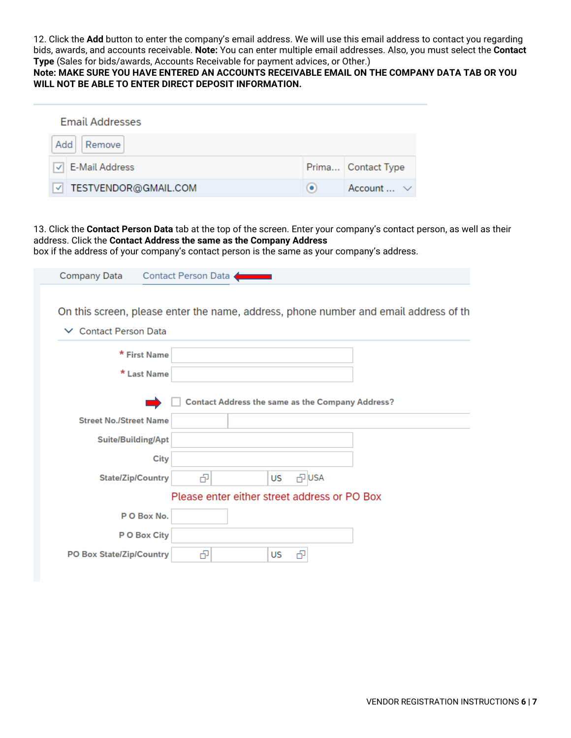12. Click the **Add** button to enter the company's email address. We will use this email address to contact you regarding bids, awards, and accounts receivable. **Note:** You can enter multiple email addresses. Also, you must select the **Contact Type** (Sales for bids/awards, Accounts Receivable for payment advices, or Other.)

**Note: MAKE SURE YOU HAVE ENTERED AN ACCOUNTS RECEIVABLE EMAIL ON THE COMPANY DATA TAB OR YOU WILL NOT BE ABLE TO ENTER DIRECT DEPOSIT INFORMATION.**

Email Addresses

Add | Remove

| ☑ | E-Mail Address | Prima... | Contact Type |
|---|---|---|---|
| ☑ | TESTVENDOR@GMAIL.COM | ◉ | Account ... |

13. Click the **Contact Person Data** tab at the top of the screen. Enter your company's contact person, as well as their address. Click the **Contact Address the same as the Company Address** box if the address of your company's contact person is the same as your company's address.

Company Data | Contact Person Data

On this screen, please enter the name, address, phone number and email address of th

Contact Person Data

* First Name
* Last Name

☐ Contact Address the same as the Company Address?

Street No./Street Name

Suite/Building/Apt

City

State/Zip/Country US USA

Please enter either street address or PO Box

P O Box No.

P O Box City

PO Box State/Zip/Country US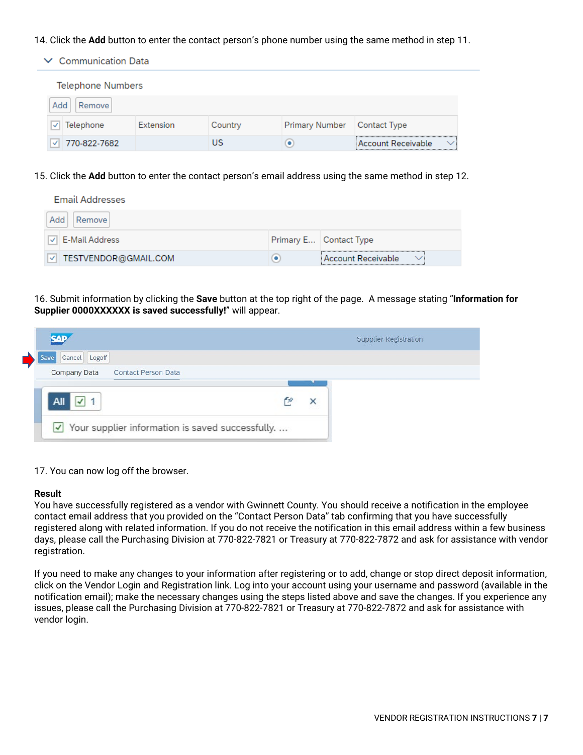14. Click the **Add** button to enter the contact person's phone number using the same method in step 11.

Communication Data

Telephone Numbers

Add Remove

| Telephone | Extension | Country | Primary Number | Contact Type |
|---|---|---|---|---|
| 770-822-7682 | | US | ◉ | Account Receivable |

15. Click the **Add** button to enter the contact person's email address using the same method in step 12.

Email Addresses

Add Remove

| E-Mail Address | Primary E... | Contact Type |
|---|---|---|
| TESTVENDOR@GMAIL.COM | ◉ | Account Receivable |

16. Submit information by clicking the **Save** button at the top right of the page. A message stating "**Information for Supplier 0000XXXXXX is saved successfully!**" will appear.

SAP Supplier Registration

Save Cancel Logoff

Company Data Contact Person Data

All 1

Your supplier information is saved successfully. ...

17. You can now log off the browser.

**Result**

You have successfully registered as a vendor with Gwinnett County. You should receive a notification in the employee contact email address that you provided on the "Contact Person Data" tab confirming that you have successfully registered along with related information. If you do not receive the notification in this email address within a few business days, please call the Purchasing Division at 770-822-7821 or Treasury at 770-822-7872 and ask for assistance with vendor registration.

If you need to make any changes to your information after registering or to add, change or stop direct deposit information, click on the Vendor Login and Registration link. Log into your account using your username and password (available in the notification email); make the necessary changes using the steps listed above and save the changes. If you experience any issues, please call the Purchasing Division at 770-822-7821 or Treasury at 770-822-7872 and ask for assistance with vendor login.